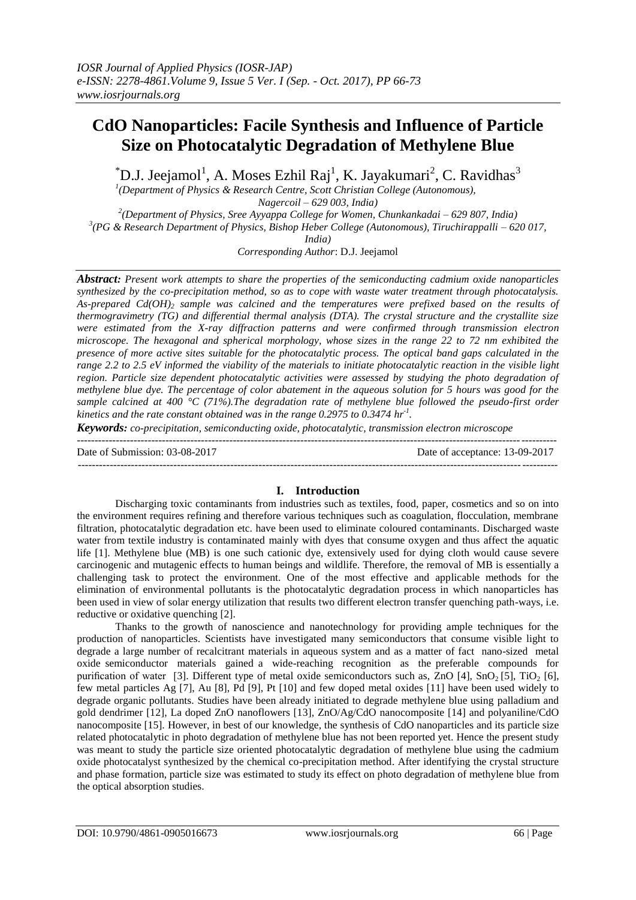# CdO Nanoparticles: Facile Synthesis and Influence of Particle Size on Photocatalytic Degradation of Methylene Blue

*D.J. Jeejamol[1], A. Moses Ezhil Raj[1], K. Jayakumari[2], C. Ravidhas[3]

[1](Department of Physics & Research Centre, Scott Christian College (Autonomous), Nagercoil – 629 003, India)

[2](Department of Physics, Sree Ayyappa College for Women, Chunkankadai – 629 807, India)

[3](PG & Research Department of Physics, Bishop Heber College (Autonomous), Tiruchirappalli – 620 017, India)

*Corresponding Author*: D.J. Jeejamol

***Abstract:** Present work attempts to share the properties of the semiconducting cadmium oxide nanoparticles synthesized by the co-precipitation method, so as to cope with waste water treatment through photocatalysis. As-prepared $Cd(OH)_2$ sample was calcined and the temperatures were prefixed based on the results of thermogravimetry (TG) and differential thermal analysis (DTA). The crystal structure and the crystallite size were estimated from the X-ray diffraction patterns and were confirmed through transmission electron microscope. The hexagonal and spherical morphology, whose sizes in the range 22 to 72 nm exhibited the presence of more active sites suitable for the photocatalytic process. The optical band gaps calculated in the range 2.2 to 2.5 eV informed the viability of the materials to initiate photocatalytic reaction in the visible light region. Particle size dependent photocatalytic activities were assessed by studying the photo degradation of methylene blue dye. The percentage of color abatement in the aqueous solution for 5 hours was good for the sample calcined at 400 °C (71%).The degradation rate of methylene blue followed the pseudo-first order kinetics and the rate constant obtained was in the range 0.2975 to 0.3474 $hr^{-1}$.*

***Keywords:** co-precipitation, semiconducting oxide, photocatalytic, transmission electron microscope*

---

Date of Submission: 03-08-2017 Date of acceptance: 13-09-2017

---

## I. Introduction

Discharging toxic contaminants from industries such as textiles, food, paper, cosmetics and so on into the environment requires refining and therefore various techniques such as coagulation, flocculation, membrane filtration, photocatalytic degradation etc. have been used to eliminate coloured contaminants. Discharged waste water from textile industry is contaminated mainly with dyes that consume oxygen and thus affect the aquatic life [1]. Methylene blue (MB) is one such cationic dye, extensively used for dying cloth would cause severe carcinogenic and mutagenic effects to human beings and wildlife. Therefore, the removal of MB is essentially a challenging task to protect the environment. One of the most effective and applicable methods for the elimination of environmental pollutants is the photocatalytic degradation process in which nanoparticles has been used in view of solar energy utilization that results two different electron transfer quenching path-ways, i.e. reductive or oxidative quenching [2].

Thanks to the growth of nanoscience and nanotechnology for providing ample techniques for the production of nanoparticles. Scientists have investigated many semiconductors that consume visible light to degrade a large number of recalcitrant materials in aqueous system and as a matter of fact nano-sized metal oxide semiconductor materials gained a wide-reaching recognition as the preferable compounds for purification of water [3]. Different type of metal oxide semiconductors such as, ZnO [4], $SnO_2$ [5], $TiO_2$ [6], few metal particles Ag [7], Au [8], Pd [9], Pt [10] and few doped metal oxides [11] have been used widely to degrade organic pollutants. Studies have been already initiated to degrade methylene blue using palladium and gold dendrimer [12], La doped ZnO nanoflowers [13], ZnO/Ag/CdO nanocomposite [14] and polyaniline/CdO nanocomposite [15]. However, in best of our knowledge, the synthesis of CdO nanoparticles and its particle size related photocatalytic in photo degradation of methylene blue has not been reported yet. Hence the present study was meant to study the particle size oriented photocatalytic degradation of methylene blue using the cadmium oxide photocatalyst synthesized by the chemical co-precipitation method. After identifying the crystal structure and phase formation, particle size was estimated to study its effect on photo degradation of methylene blue from the optical absorption studies.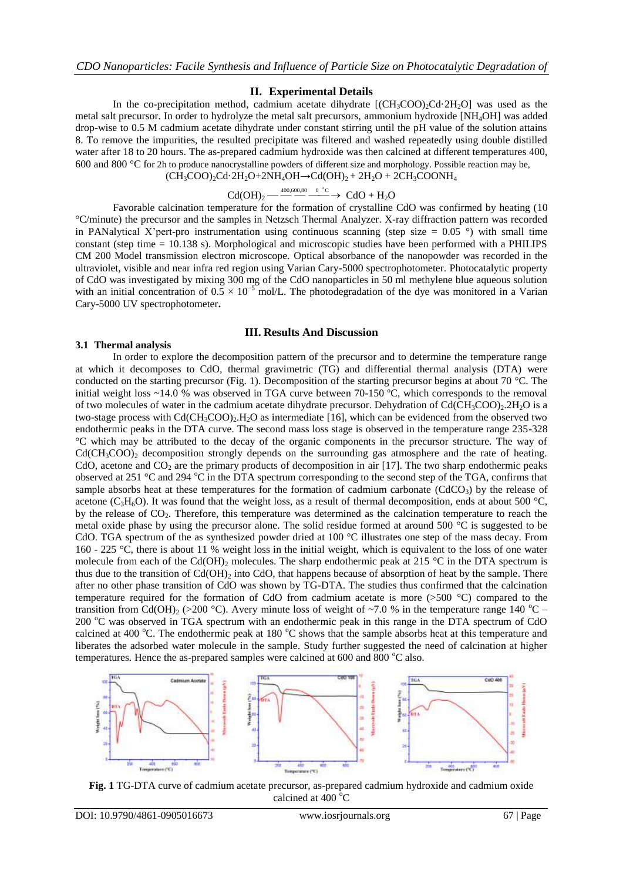## II. Experimental Details

In the co-precipitation method, cadmium acetate dihydrate [$(CH_3COO)_2Cd{\cdot}2H_2O$] was used as the metal salt precursor. In order to hydrolyze the metal salt precursors, ammonium hydroxide [$NH_4OH$] was added drop-wise to 0.5 M cadmium acetate dihydrate under constant stirring until the pH value of the solution attains 8. To remove the impurities, the resulted precipitate was filtered and washed repeatedly using double distilled water after 18 to 20 hours. The as-prepared cadmium hydroxide was then calcined at different temperatures 400, 600 and 800 °C for 2h to produce nanocrystalline powders of different size and morphology. Possible reaction may be,

$$(CH_3COO)_2Cd{\cdot}2H_2O + 2NH_4OH \rightarrow Cd(OH)_2 + 2H_2O + 2CH_3COONH_4$$

$$Cd(OH)_2 \xrightarrow{400,600,800\ ^{\circ}C} CdO + H_2O$$

Favorable calcination temperature for the formation of crystalline CdO was confirmed by heating (10 °C/minute) the precursor and the samples in Netzsch Thermal Analyzer. X-ray diffraction pattern was recorded in PANalytical X'pert-pro instrumentation using continuous scanning (step size = 0.05 °) with small time constant (step time = 10.138 s). Morphological and microscopic studies have been performed with a PHILIPS CM 200 Model transmission electron microscope. Optical absorbance of the nanopowder was recorded in the ultraviolet, visible and near infra red region using Varian Cary-5000 spectrophotometer. Photocatalytic property of CdO was investigated by mixing 300 mg of the CdO nanoparticles in 50 ml methylene blue aqueous solution with an initial concentration of $0.5 \times 10^{-5}$ mol/L. The photodegradation of the dye was monitored in a Varian Cary-5000 UV spectrophotometer.

## III. Results And Discussion

### 3.1 Thermal analysis

In order to explore the decomposition pattern of the precursor and to determine the temperature range at which it decomposes to CdO, thermal gravimetric (TG) and differential thermal analysis (DTA) were conducted on the starting precursor (Fig. 1). Decomposition of the starting precursor begins at about 70 °C. The initial weight loss ~14.0 % was observed in TGA curve between 70-150 ºC, which corresponds to the removal of two molecules of water in the cadmium acetate dihydrate precursor. Dehydration of $Cd(CH_3COO)_2.2H_2O$ is a two-stage process with $Cd(CH_3COO)_2.H_2O$ as intermediate [16], which can be evidenced from the observed two endothermic peaks in the DTA curve. The second mass loss stage is observed in the temperature range 235-328 °C which may be attributed to the decay of the organic components in the precursor structure. The way of $Cd(CH_3COO)_2$ decomposition strongly depends on the surrounding gas atmosphere and the rate of heating. CdO, acetone and $CO_2$ are the primary products of decomposition in air [17]. The two sharp endothermic peaks observed at 251 °C and 294 °C in the DTA spectrum corresponding to the second step of the TGA, confirms that sample absorbs heat at these temperatures for the formation of cadmium carbonate ($CdCO_3$) by the release of acetone ($C_3H_6O$). It was found that the weight loss, as a result of thermal decomposition, ends at about 500 °C, by the release of $CO_2$. Therefore, this temperature was determined as the calcination temperature to reach the metal oxide phase by using the precursor alone. The solid residue formed at around 500 °C is suggested to be CdO. TGA spectrum of the as synthesized powder dried at 100 °C illustrates one step of the mass decay. From 160 - 225 °C, there is about 11 % weight loss in the initial weight, which is equivalent to the loss of one water molecule from each of the $Cd(OH)_2$ molecules. The sharp endothermic peak at 215 °C in the DTA spectrum is thus due to the transition of $Cd(OH)_2$ into CdO, that happens because of absorption of heat by the sample. There after no other phase transition of CdO was shown by TG-DTA. The studies thus confirmed that the calcination temperature required for the formation of CdO from cadmium acetate is more (>500 °C) compared to the transition from $Cd(OH)_2$ (>200 °C). Avery minute loss of weight of ~7.0 % in the temperature range 140 °C – 200 °C was observed in TGA spectrum with an endothermic peak in this range in the DTA spectrum of CdO calcined at 400 °C. The endothermic peak at 180 °C shows that the sample absorbs heat at this temperature and liberates the adsorbed water molecule in the sample. Study further suggested the need of calcination at higher temperatures. Hence the as-prepared samples were calcined at 600 and 800 °C also.

**Fig. 1** TG-DTA curve of cadmium acetate precursor, as-prepared cadmium hydroxide and cadmium oxide calcined at 400 °C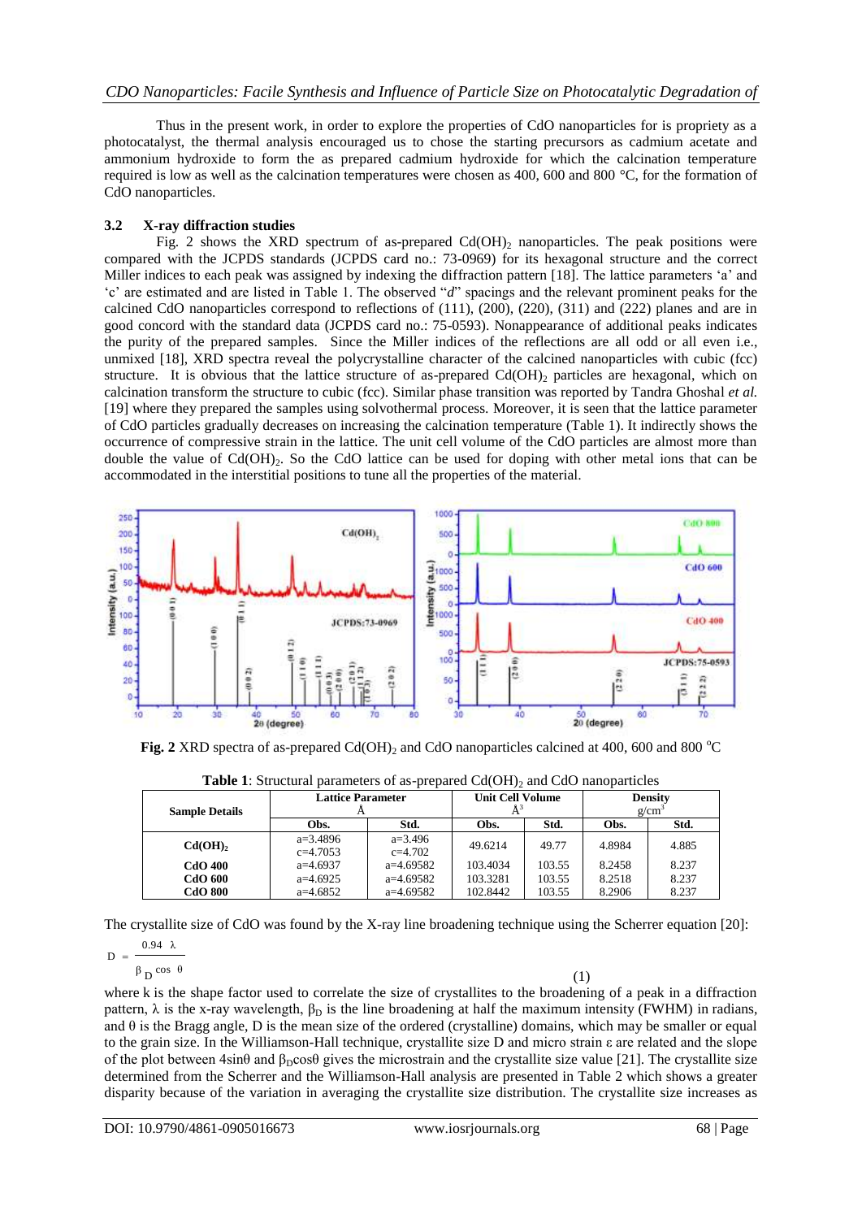Thus in the present work, in order to explore the properties of CdO nanoparticles for is propriety as a photocatalyst, the thermal analysis encouraged us to chose the starting precursors as cadmium acetate and ammonium hydroxide to form the as prepared cadmium hydroxide for which the calcination temperature required is low as well as the calcination temperatures were chosen as 400, 600 and 800 °C, for the formation of CdO nanoparticles.

### 3.2 X-ray diffraction studies

Fig. 2 shows the XRD spectrum of as-prepared $Cd(OH)_2$ nanoparticles. The peak positions were compared with the JCPDS standards (JCPDS card no.: 73-0969) for its hexagonal structure and the correct Miller indices to each peak was assigned by indexing the diffraction pattern [18]. The lattice parameters 'a' and 'c' are estimated and are listed in Table 1. The observed "*d*" spacings and the relevant prominent peaks for the calcined CdO nanoparticles correspond to reflections of (111), (200), (220), (311) and (222) planes and are in good concord with the standard data (JCPS card no.: 75-0593). Nonappearance of additional peaks indicates the purity of the prepared samples. Since the Miller indices of the reflections are all odd or all even i.e., unmixed [18], XRD spectra reveal the polycrystalline character of the calcined nanoparticles with cubic (fcc) structure. It is obvious that the lattice structure of as-prepared $Cd(OH)_2$ particles are hexagonal, which on calcination transform the structure to cubic (fcc). Similar phase transition was reported by Tandra Ghoshal *et al.* [19] where they prepared the samples using solvothermal process. Moreover, it is seen that the lattice parameter of CdO particles gradually decreases on increasing the calcination temperature (Table 1). It indirectly shows the occurrence of compressive strain in the lattice. The unit cell volume of the CdO particles are almost more than double the value of $Cd(OH)_2$. So the CdO lattice can be used for doping with other metal ions that can be accommodated in the interstitial positions to tune all the properties of the material.

**Fig. 2** XRD spectra of as-prepared $Cd(OH)_2$ and CdO nanoparticles calcined at 400, 600 and 800 °C

**Table 1**: Structural parameters of as-prepared $Cd(OH)_2$ and CdO nanoparticles

| Sample Details | Lattice Parameter Å | | Unit Cell Volume Å$^3$ | | Density g/cm$^3$ | |
|---|---|---|---|---|---|---|
| | Obs. | Std. | Obs. | Std. | Obs. | Std. |
| $Cd(OH)_2$ | a=3.4896 c=4.7053 | a=3.496 c=4.702 | 49.6214 | 49.77 | 4.8984 | 4.885 |
| CdO 400 | a=4.6937 | a=4.69582 | 103.4034 | 103.55 | 8.2458 | 8.237 |
| CdO 600 | a=4.6925 | a=4.69582 | 103.3281 | 103.55 | 8.2518 | 8.237 |
| CdO 800 | a=4.6852 | a=4.69582 | 102.8442 | 103.55 | 8.2906 | 8.237 |

The crystallite size of CdO was found by the X-ray line broadening technique using the Scherrer equation [20]:

$$D = \frac{0.94\ \lambda}{\beta_D \cos\ \theta} \quad (1)$$

where k is the shape factor used to correlate the size of crystallites to the broadening of a peak in a diffraction pattern, $\lambda$ is the x-ray wavelength, $\beta_D$ is the line broadening at half the maximum intensity (FWHM) in radians, and $\theta$ is the Bragg angle, D is the mean size of the ordered (crystalline) domains, which may be smaller or equal to the grain size. In the Williamson-Hall technique, crystallite size D and micro strain $\varepsilon$ are related and the slope of the plot between $4\sin\theta$ and $\beta_D\cos\theta$ gives the microstrain and the crystallite size value [21]. The crystallite size determined from the Scherrer and the Williamson-Hall analysis are presented in Table 2 which shows a greater disparity because of the variation in averaging the crystallite size distribution. The crystallite size increases as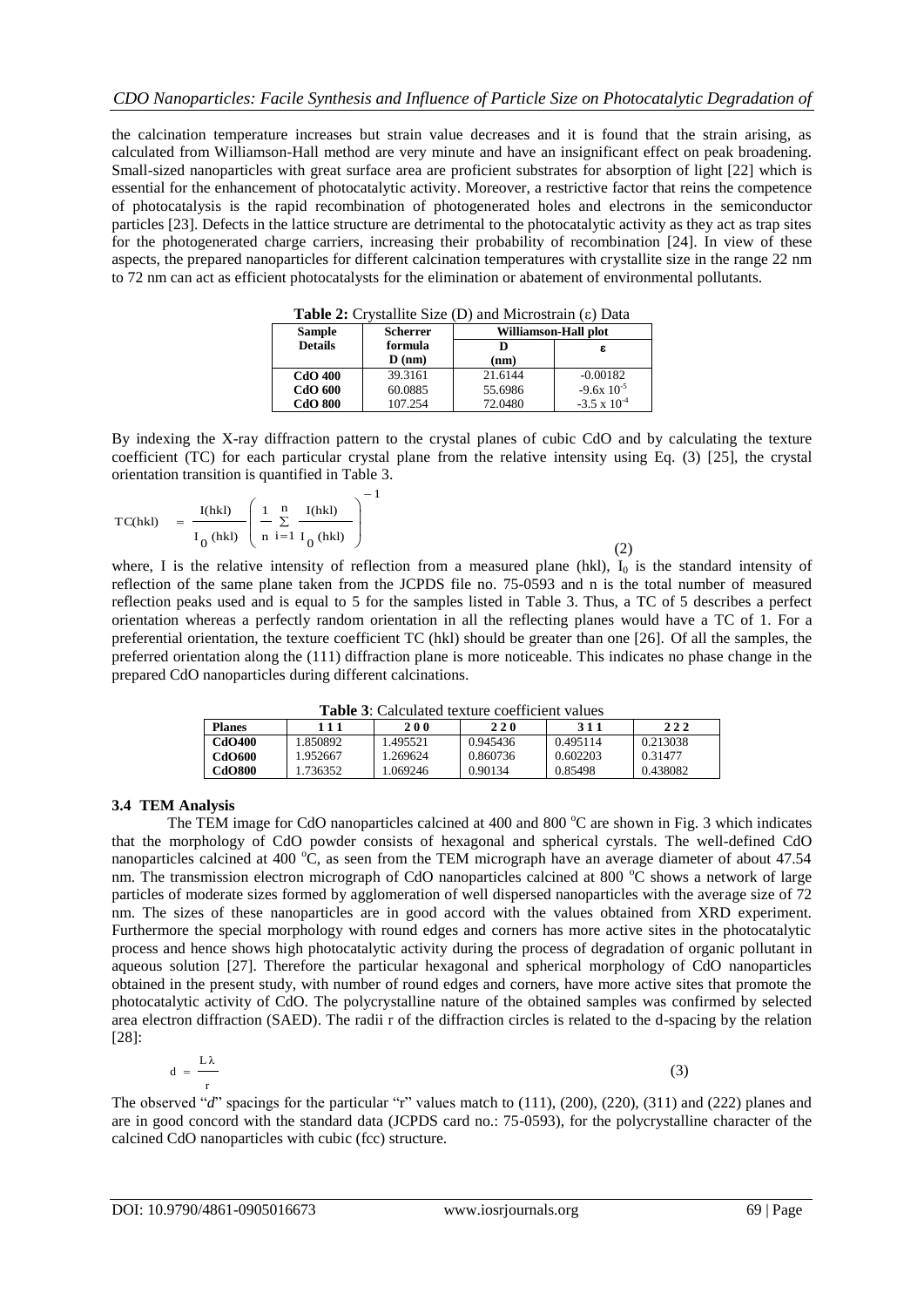the calcination temperature increases but strain value decreases and it is found that the strain arising, as calculated from Williamson-Hall method are very minute and have an insignificant effect on peak broadening. Small-sized nanoparticles with great surface area are proficient substrates for absorption of light [22] which is essential for the enhancement of photocatalytic activity. Moreover, a restrictive factor that reins the competence of photocatalysis is the rapid recombination of photogenerated holes and electrons in the semiconductor particles [23]. Defects in the lattice structure are detrimental to the photocatalytic activity as they act as trap sites for the photogenerated charge carriers, increasing their probability of recombination [24]. In view of these aspects, the prepared nanoparticles for different calcination temperatures with crystallite size in the range 22 nm to 72 nm can act as efficient photocatalysts for the elimination or abatement of environmental pollutants.

**Table 2:** Crystallite Size (D) and Microstrain (ε) Data

| Sample Details | Scherrer formula D (nm) | Williamson-Hall plot | |
|---|---|---|---|
| | | D (nm) | ε |
| **CdO 400** | 39.3161 | 21.6144 | -0.00182 |
| **CdO 600** | 60.0885 | 55.6986 | $-9.6x\ 10^{-5}$ |
| **CdO 800** | 107.254 | 72.0480 | $-3.5\ x\ 10^{-4}$ |

By indexing the X-ray diffraction pattern to the crystal planes of cubic CdO and by calculating the texture coefficient (TC) for each particular crystal plane from the relative intensity using Eq. (3) [25], the crystal orientation transition is quantified in Table 3.

$$TC(hkl) = \frac{I(hkl)}{I_0(hkl)}\left(\frac{1}{n}\sum_{i=1}^{n}\frac{I(hkl)}{I_0(hkl)}\right)^{-1} \tag{2}$$

where, I is the relative intensity of reflection from a measured plane (hkl), $I_0$ is the standard intensity of reflection of the same plane taken from the JCPDS file no. 75-0593 and n is the total number of measured reflection peaks used and is equal to 5 for the samples listed in Table 3. Thus, a TC of 5 describes a perfect orientation whereas a perfectly random orientation in all the reflecting planes would have a TC of 1. For a preferential orientation, the texture coefficient TC (hkl) should be greater than one [26]. Of all the samples, the preferred orientation along the (111) diffraction plane is more noticeable. This indicates no phase change in the prepared CdO nanoparticles during different calcinations.

**Table 3**: Calculated texture coefficient values

| Planes | 1 1 1 | 2 0 0 | 2 2 0 | 3 1 1 | 2 2 2 |
|---|---|---|---|---|---|
| **CdO400** | 1.850892 | 1.495521 | 0.945436 | 0.495114 | 0.213038 |
| **CdO600** | 1.952667 | 1.269624 | 0.860736 | 0.602203 | 0.31477 |
| **CdO800** | 1.736352 | 1.069246 | 0.90134 | 0.85498 | 0.438082 |

### 3.4 TEM Analysis

The TEM image for CdO nanoparticles calcined at 400 and 800 °C are shown in Fig. 3 which indicates that the morphology of CdO powder consists of hexagonal and spherical cyrstals. The well-defined CdO nanoparticles calcined at 400 °C, as seen from the TEM micrograph have an average diameter of about 47.54 nm. The transmission electron micrograph of CdO nanoparticles calcined at 800 °C shows a network of large particles of moderate sizes formed by agglomeration of well dispersed nanoparticles with the average size of 72 nm. The sizes of these nanoparticles are in good accord with the values obtained from XRD experiment. Furthermore the special morphology with round edges and corners has more active sites in the photocatalytic process and hence shows high photocatalytic activity during the process of degradation of organic pollutant in aqueous solution [27]. Therefore the particular hexagonal and spherical morphology of CdO nanoparticles obtained in the present study, with number of round edges and corners, have more active sites that promote the photocatalytic activity of CdO. The polycrystalline nature of the obtained samples was confirmed by selected area electron diffraction (SAED). The radii r of the diffraction circles is related to the d-spacing by the relation [28]:

$$d = \frac{L\lambda}{r} \tag{3}$$

The observed "*d*" spacings for the particular "r" values match to (111), (200), (220), (311) and (222) planes and are in good concord with the standard data (JCPDS card no.: 75-0593), for the polycrystalline character of the calcined CdO nanoparticles with cubic (fcc) structure.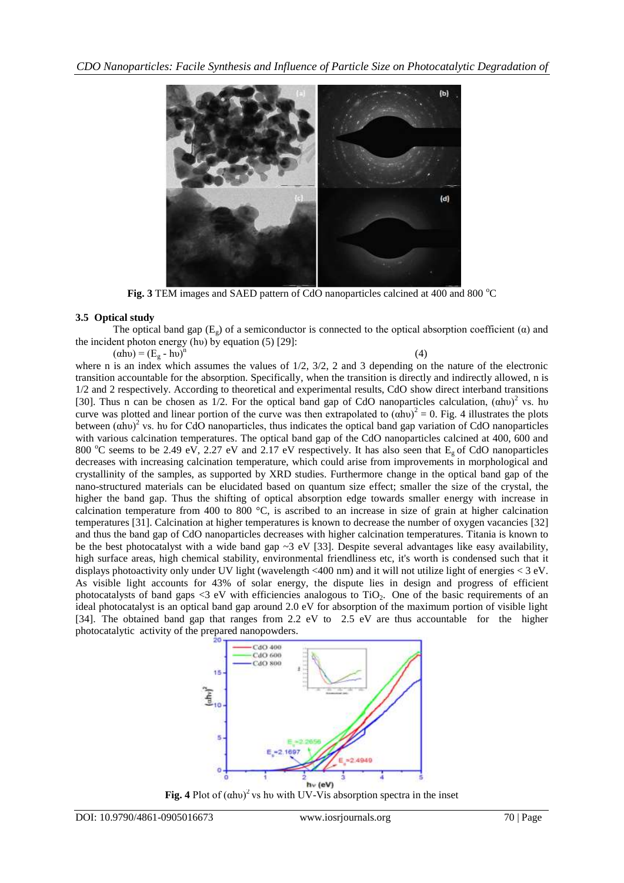**Fig. 3** TEM images and SAED pattern of CdO nanoparticles calcined at 400 and 800 °C

### 3.5 Optical study

The optical band gap ($E_g$) of a semiconductor is connected to the optical absorption coefficient (α) and the incident photon energy (hυ) by equation (5) [29]:

$$(\alpha h\upsilon) = (E_g - h\upsilon)^n \quad (4)$$

where n is an index which assumes the values of 1/2, 3/2, 2 and 3 depending on the nature of the electronic transition accountable for the absorption. Specifically, when the transition is directly and indirectly allowed, n is 1/2 and 2 respectively. According to theoretical and experimental results, CdO show direct interband transitions [30]. Thus n can be chosen as 1/2. For the optical band gap of CdO nanoparticles calculation, $(\alpha h\upsilon)^2$ vs. hυ curve was plotted and linear portion of the curve was then extrapolated to $(\alpha h\upsilon)^2 = 0$. Fig. 4 illustrates the plots between $(\alpha h\upsilon)^2$ vs. hυ for CdO nanoparticles, thus indicates the optical band gap variation of CdO nanoparticles with various calcination temperatures. The optical band gap of the CdO nanoparticles calcined at 400, 600 and 800 °C seems to be 2.49 eV, 2.27 eV and 2.17 eV respectively. It has also seen that $E_g$ of CdO nanoparticles decreases with increasing calcination temperature, which could arise from improvements in morphological and crystallinity of the samples, as supported by XRD studies. Furthermore change in the optical band gap of the nano-structured materials can be elucidated based on quantum size effect; smaller the size of the crystal, the higher the band gap. Thus the shifting of optical absorption edge towards smaller energy with increase in calcination temperature from 400 to 800 °C, is ascribed to an increase in size of grain at higher calcination temperatures [31]. Calcination at higher temperatures is known to decrease the number of oxygen vacancies [32] and thus the band gap of CdO nanoparticles decreases with higher calcination temperatures. Titania is known to be the best photocatalyst with a wide band gap ~3 eV [33]. Despite several advantages like easy availability, high surface areas, high chemical stability, environmental friendliness etc, it's worth is condensed such that it displays photoactivity only under UV light (wavelength <400 nm) and it will not utilize light of energies < 3 eV. As visible light accounts for 43% of solar energy, the dispute lies in design and progress of efficient photocatalysts of band gaps <3 eV with efficiencies analogous to $TiO_2$. One of the basic requirements of an ideal photocatalyst is an optical band gap around 2.0 eV for absorption of the maximum portion of visible light [34]. The obtained band gap that ranges from 2.2 eV to 2.5 eV are thus accountable for the higher photocatalytic activity of the prepared nanopowders.

**Fig. 4** Plot of $(\alpha h\upsilon)^2$ vs hυ with UV-Vis absorption spectra in the inset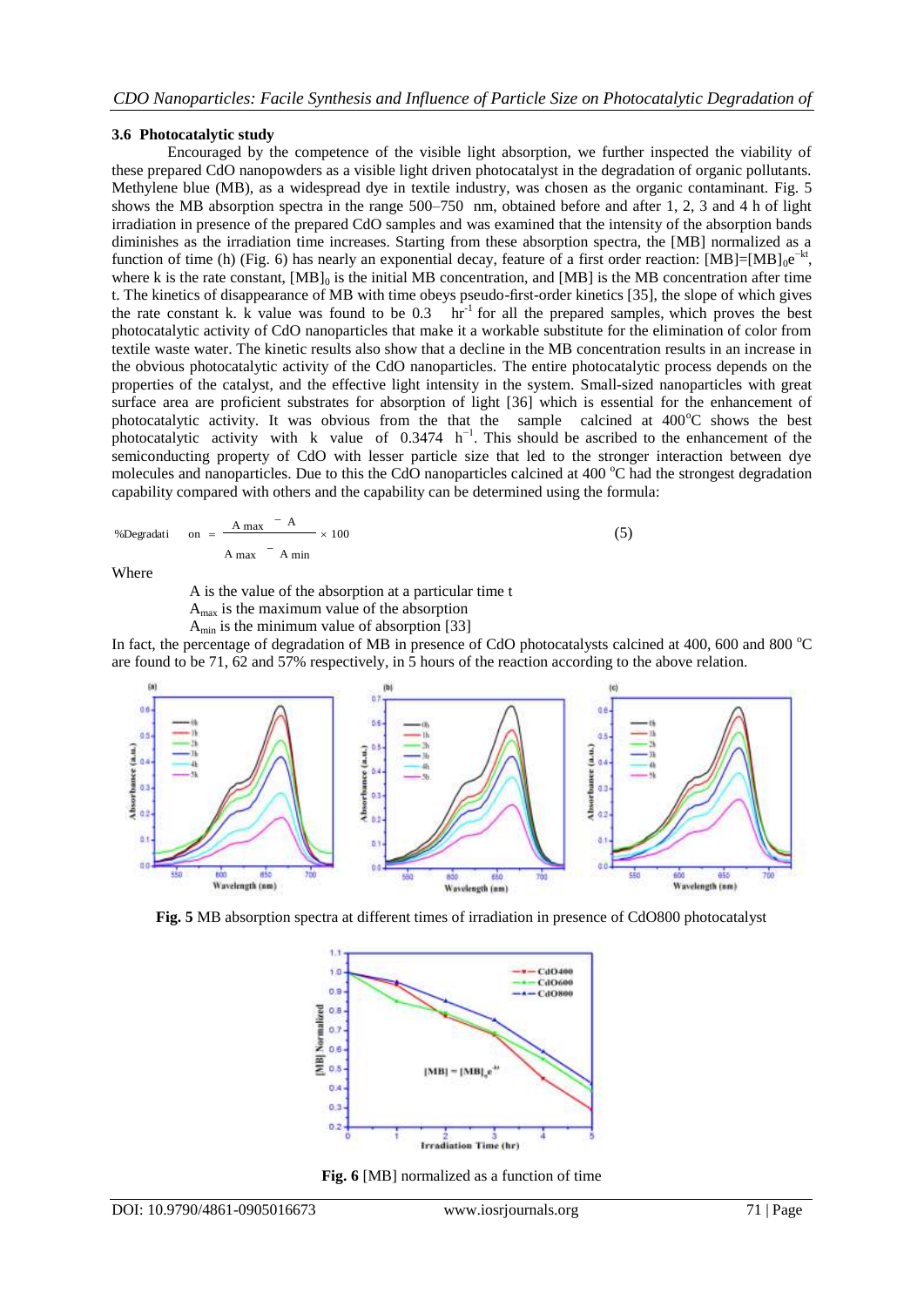### 3.6 Photocatalytic study

Encouraged by the competence of the visible light absorption, we further inspected the viability of these prepared CdO nanopowders as a visible light driven photocatalyst in the degradation of organic pollutants. Methylene blue (MB), as a widespread dye in textile industry, was chosen as the organic contaminant. Fig. 5 shows the MB absorption spectra in the range 500–750 nm, obtained before and after 1, 2, 3 and 4 h of light irradiation in presence of the prepared CdO samples and was examined that the intensity of the absorption bands diminishes as the irradiation time increases. Starting from these absorption spectra, the [MB] normalized as a function of time (h) (Fig. 6) has nearly an exponential decay, feature of a first order reaction: $[MB]=[MB]_0e^{-kt}$, where k is the rate constant, $[MB]_0$ is the initial MB concentration, and [MB] is the MB concentration after time t. The kinetics of disappearance of MB with time obeys pseudo-first-order kinetics [35], the slope of which gives the rate constant k. k value was found to be 0.3 $hr^{-1}$ for all the prepared samples, which proves the best photocatalytic activity of CdO nanoparticles that make it a workable substitute for the elimination of color from textile waste water. The kinetic results also show that a decline in the MB concentration results in an increase in the obvious photocatalytic activity of the CdO nanoparticles. The entire photocatalytic process depends on the properties of the catalyst, and the effective light intensity in the system. Small-sized nanoparticles with great surface area are proficient substrates for absorption of light [36] which is essential for the enhancement of photocatalytic activity. It was obvious from the that the sample calcined at 400°C shows the best photocatalytic activity with k value of 0.3474 $h^{-1}$. This should be ascribed to the enhancement of the semiconducting property of CdO with lesser particle size that led to the stronger interaction between dye molecules and nanoparticles. Due to this the CdO nanoparticles calcined at 400 °C had the strongest degradation capability compared with others and the capability can be determined using the formula:

$$\%Degradation = \frac{A_{max} - A}{A_{max} - A_{min}} \times 100 \quad (5)$$

Where

A is the value of the absorption at a particular time t

$A_{max}$ is the maximum value of the absorption

$A_{min}$ is the minimum value of absorption [33]

In fact, the percentage of degradation of MB in presence of CdO photocatalysts calcined at 400, 600 and 800 °C are found to be 71, 62 and 57% respectively, in 5 hours of the reaction according to the above relation.

**Fig. 5** MB absorption spectra at different times of irradiation in presence of CdO800 photocatalyst

**Fig. 6** [MB] normalized as a function of time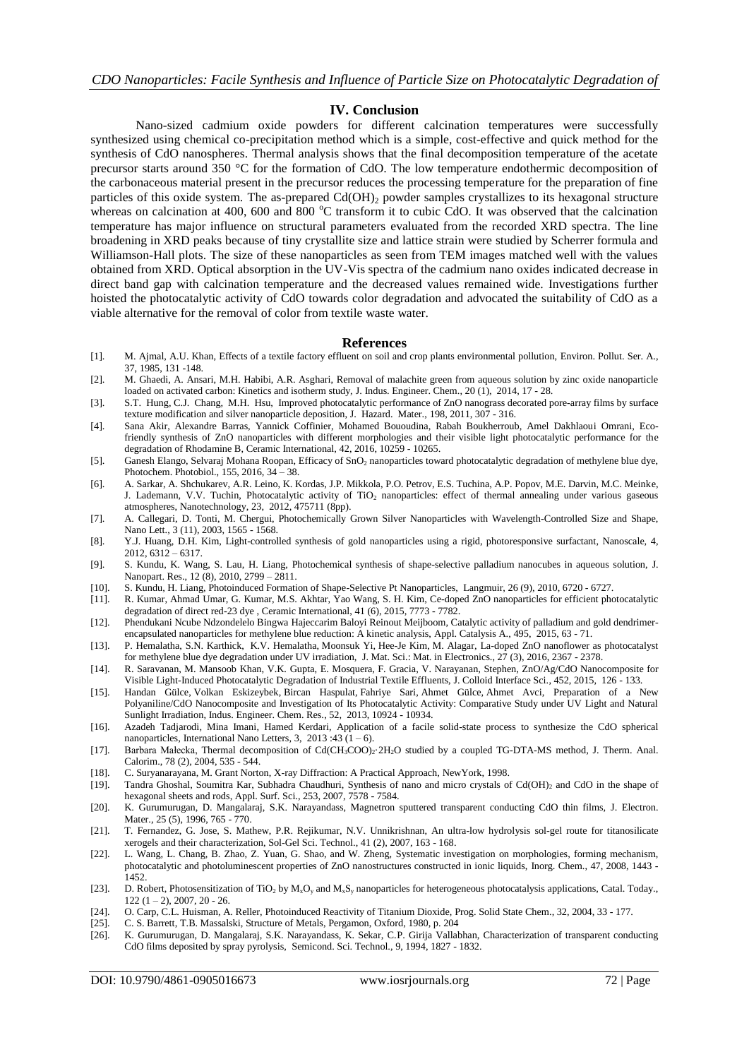## IV. Conclusion

Nano-sized cadmium oxide powders for different calcination temperatures were successfully synthesized using chemical co-precipitation method which is a simple, cost-effective and quick method for the synthesis of CdO nanospheres. Thermal analysis shows that the final decomposition temperature of the acetate precursor starts around 350 °C for the formation of CdO. The low temperature endothermic decomposition of the carbonaceous material present in the precursor reduces the processing temperature for the preparation of fine particles of this oxide system. The as-prepared $Cd(OH)_2$ powder samples crystallizes to its hexagonal structure whereas on calcination at 400, 600 and 800 °C transform it to cubic CdO. It was observed that the calcination temperature has major influence on structural parameters evaluated from the recorded XRD spectra. The line broadening in XRD peaks because of tiny crystallite size and lattice strain were studied by Scherrer formula and Williamson-Hall plots. The size of these nanoparticles as seen from TEM images matched well with the values obtained from XRD. Optical absorption in the UV-Vis spectra of the cadmium nano oxides indicated decrease in direct band gap with calcination temperature and the decreased values remained wide. Investigations further hoisted the photocatalytic activity of CdO towards color degradation and advocated the suitability of CdO as a viable alternative for the removal of color from textile waste water.

## References

[1]. M. Ajmal, A.U. Khan, Effects of a textile factory effluent on soil and crop plants environmental pollution, Environ. Pollut. Ser. A., 37, 1985, 131 -148.

[2]. M. Ghaedi, A. Ansari, M.H. Habibi, A.R. Asghari, Removal of malachite green from aqueous solution by zinc oxide nanoparticle loaded on activated carbon: Kinetics and isotherm study, J. Indus. Engineer. Chem., 20 (1), 2014, 17 - 28.

[3]. S.T. Hung, C.J. Chang, M.H. Hsu, Improved photocatalytic performance of ZnO nanograss decorated pore-array films by surface texture modification and silver nanoparticle deposition, J. Hazard. Mater., 198, 2011, 307 - 316.

[4]. Sana Akir, Alexandre Barras, Yannick Coffinier, Mohamed Bououdina, Rabah Boukherroub, Amel Dakhlaoui Omrani, Eco-friendly synthesis of ZnO nanoparticles with different morphologies and their visible light photocatalytic performance for the degradation of Rhodamine B, Ceramic International, 42, 2016, 10259 - 10265.

[5]. Ganesh Elango, Selvaraj Mohana Roopan, Efficacy of $SnO_2$ nanoparticles toward photocatalytic degradation of methylene blue dye, Photochem. Photobiol., 155, 2016, 34 – 38.

[6]. A. Sarkar, A. Shchukarev, A.R. Leino, K. Kordas, J.P. Mikkola, P.O. Petrov, E.S. Tuchina, A.P. Popov, M.E. Darvin, M.C. Meinke, J. Lademann, V.V. Tuchin, Photocatalytic activity of $TiO_2$ nanoparticles: effect of thermal annealing under various gaseous atmospheres, Nanotechnology, 23, 2012, 475711 (8pp).

[7]. A. Callegari, D. Tonti, M. Chergui, Photochemically Grown Silver Nanoparticles with Wavelength-Controlled Size and Shape, Nano Lett., 3 (11), 2003, 1565 - 1568.

[8]. Y.J. Huang, D.H. Kim, Light-controlled synthesis of gold nanoparticles using a rigid, photoresponsive surfactant, Nanoscale, 4, 2012, 6312 – 6317.

[9]. S. Kundu, K. Wang, S. Lau, H. Liang, Photochemical synthesis of shape-selective palladium nanocubes in aqueous solution, J. Nanopart. Res., 12 (8), 2010, 2799 – 2811.

[10]. S. Kundu, H. Liang, Photoinduced Formation of Shape-Selective Pt Nanoparticles, Langmuir, 26 (9), 2010, 6720 - 6727.

[11]. R. Kumar, Ahmad Umar, G. Kumar, M.S. Akhtar, Yao Wang, S. H. Kim, Ce-doped ZnO nanoparticles for efficient photocatalytic degradation of direct red-23 dye , Ceramic International, 41 (6), 2015, 7773 - 7782.

[12]. Phendukani Ncube Ndzondelelo Bingwa Hajeccarim Baloyi Reinout Meijboom, Catalytic activity of palladium and gold dendrimer-encapsulated nanoparticles for methylene blue reduction: A kinetic analysis, Appl. Catalysis A., 495, 2015, 63 - 71.

[13]. P. Hemalatha, S.N. Karthick, K.V. Hemalatha, Moonsuk Yi, Hee-Je Kim, M. Alagar, La-doped ZnO nanoflower as photocatalyst for methylene blue dye degradation under UV irradiation, J. Mat. Sci.: Mat. in Electronics., 27 (3), 2016, 2367 - 2378.

[14]. R. Saravanan, M. Mansoob Khan, V.K. Gupta, E. Mosquera, F. Gracia, V. Narayanan, Stephen, ZnO/Ag/CdO Nanocomposite for Visible Light-Induced Photocatalytic Degradation of Industrial Textile Effluents, J. Colloid Interface Sci., 452, 2015, 126 - 133.

[15]. Handan Gülce, Volkan Eskizeybek, Bircan Haspulat, Fahriye Sari, Ahmet Gülce, Ahmet Avci, Preparation of a New Polyaniline/CdO Nanocomposite and Investigation of Its Photocatalytic Activity: Comparative Study under UV Light and Natural Sunlight Irradiation, Indus. Engineer. Chem. Res., 52, 2013, 10924 - 10934.

[16]. Azadeh Tadjarodi, Mina Imani, Hamed Kerdari, Application of a facile solid-state process to synthesize the CdO spherical nanoparticles, International Nano Letters, 3, 2013 :43 (1 – 6).

[17]. Barbara Małecka, Thermal decomposition of $Cd(CH_3COO)_2{\cdot}2H_2O$ studied by a coupled TG-DTA-MS method, J. Therm. Anal. Calorim., 78 (2), 2004, 535 - 544.

[18]. C. Suryanarayana, M. Grant Norton, X-ray Diffraction: A Practical Approach, NewYork, 1998.

[19]. Tandra Ghoshal, Soumitra Kar, Subhadra Chaudhuri, Synthesis of nano and micro crystals of $Cd(OH)_2$ and CdO in the shape of hexagonal sheets and rods, Appl. Surf. Sci., 253, 2007, 7578 - 7584.

[20]. K. Gurumurugan, D. Mangalaraj, S.K. Narayandass, Magnetron sputtered transparent conducting CdO thin films, J. Electron. Mater., 25 (5), 1996, 765 - 770.

[21]. T. Fernandez, G. Jose, S. Mathew, P.R. Rejikumar, N.V. Unnikrishnan, An ultra-low hydrolysis sol-gel route for titanosilicate xerogels and their characterization, Sol-Gel Sci. Technol., 41 (2), 2007, 163 - 168.

[22]. L. Wang, L. Chang, B. Zhao, Z. Yuan, G. Shao, and W. Zheng, Systematic investigation on morphologies, forming mechanism, photocatalytic and photoluminescent properties of ZnO nanostructures constructed in ionic liquids, Inorg. Chem., 47, 2008, 1443 - 1452.

[23]. D. Robert, Photosensitization of $TiO_2$ by $M_xO_y$ and $M_xS_y$ nanoparticles for heterogeneous photocatalysis applications, Catal. Today., 122 (1 – 2), 2007, 20 - 26.

[24]. O. Carp, C.L. Huisman, A. Reller, Photoinduced Reactivity of Titanium Dioxide, Prog. Solid State Chem., 32, 2004, 33 - 177.

[25]. C. S. Barrett, T.B. Massalski, Structure of Metals, Pergamon, Oxford, 1980, p. 204

[26]. K. Gurumurugan, D. Mangalaraj, S.K. Narayandass, K. Sekar, C.P. Girija Vallabhan, Characterization of transparent conducting CdO films deposited by spray pyrolysis, Semicond. Sci. Technol., 9, 1994, 1827 - 1832.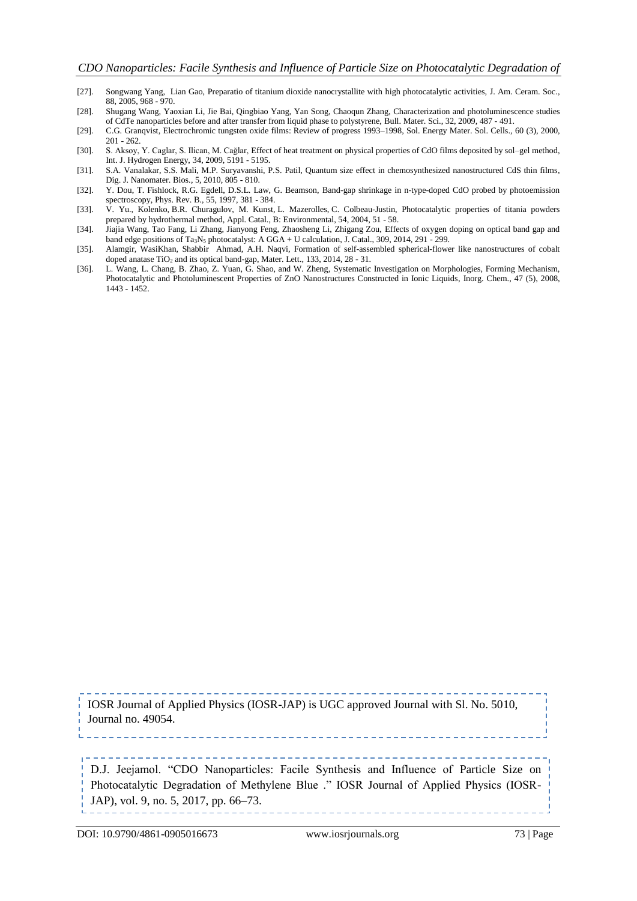[27]. Songwang Yang, Lian Gao, Preparatio of titanium dioxide nanocrystallite with high photocatalytic activities, J. Am. Ceram. Soc., 88, 2005, 968 - 970.

[28]. Shugang Wang, Yaoxian Li, Jie Bai, Qingbiao Yang, Yan Song, Chaoqun Zhang, Characterization and photoluminescence studies of CdTe nanoparticles before and after transfer from liquid phase to polystyrene, Bull. Mater. Sci., 32, 2009, 487 - 491.

[29]. C.G. Granqvist, Electrochromic tungsten oxide films: Review of progress 1993–1998, Sol. Energy Mater. Sol. Cells., 60 (3), 2000, 201 - 262.

[30]. S. Aksoy, Y. Caglar, S. Ilican, M. Cağlar, Effect of heat treatment on physical properties of CdO films deposited by sol–gel method, Int. J. Hydrogen Energy, 34, 2009, 5191 - 5195.

[31]. S.A. Vanalakar, S.S. Mali, M.P. Suryavanshi, P.S. Patil, Quantum size effect in chemosynthesized nanostructured CdS thin films, Dig. J. Nanomater. Bios., 5, 2010, 805 - 810.

[32]. Y. Dou, T. Fishlock, R.G. Egdell, D.S.L. Law, G. Beamson, Band-gap shrinkage in n-type-doped CdO probed by photoemission spectroscopy, Phys. Rev. B., 55, 1997, 381 - 384.

[33]. V. Yu., Kolenko, B.R. Churagulov, M. Kunst, L. Mazerolles, C. Colbeau-Justin, Photocatalytic properties of titania powders prepared by hydrothermal method, Appl. Catal., B: Environmental, 54, 2004, 51 - 58.

[34]. Jiajia Wang, Tao Fang, Li Zhang, Jianyong Feng, Zhaosheng Li, Zhigang Zou, Effects of oxygen doping on optical band gap and band edge positions of $Ta_3N_5$ photocatalyst: A GGA + U calculation, J. Catal., 309, 2014, 291 - 299.

[35]. Alamgir, WasiKhan, Shabbir Ahmad, A.H. Naqvi, Formation of self-assembled spherical-flower like nanostructures of cobalt doped anatase $TiO_2$ and its optical band-gap, Mater. Lett., 133, 2014, 28 - 31.

[36]. L. Wang, L. Chang, B. Zhao, Z. Yuan, G. Shao, and W. Zheng, Systematic Investigation on Morphologies, Forming Mechanism, Photocatalytic and Photoluminescent Properties of ZnO Nanostructures Constructed in Ionic Liquids, Inorg. Chem., 47 (5), 2008, 1443 - 1452.

IOSR Journal of Applied Physics (IOSR-JAP) is UGC approved Journal with Sl. No. 5010, Journal no. 49054.

D.J. Jeejamol. "CDO Nanoparticles: Facile Synthesis and Influence of Particle Size on Photocatalytic Degradation of Methylene Blue ." IOSR Journal of Applied Physics (IOSR-JAP), vol. 9, no. 5, 2017, pp. 66–73.